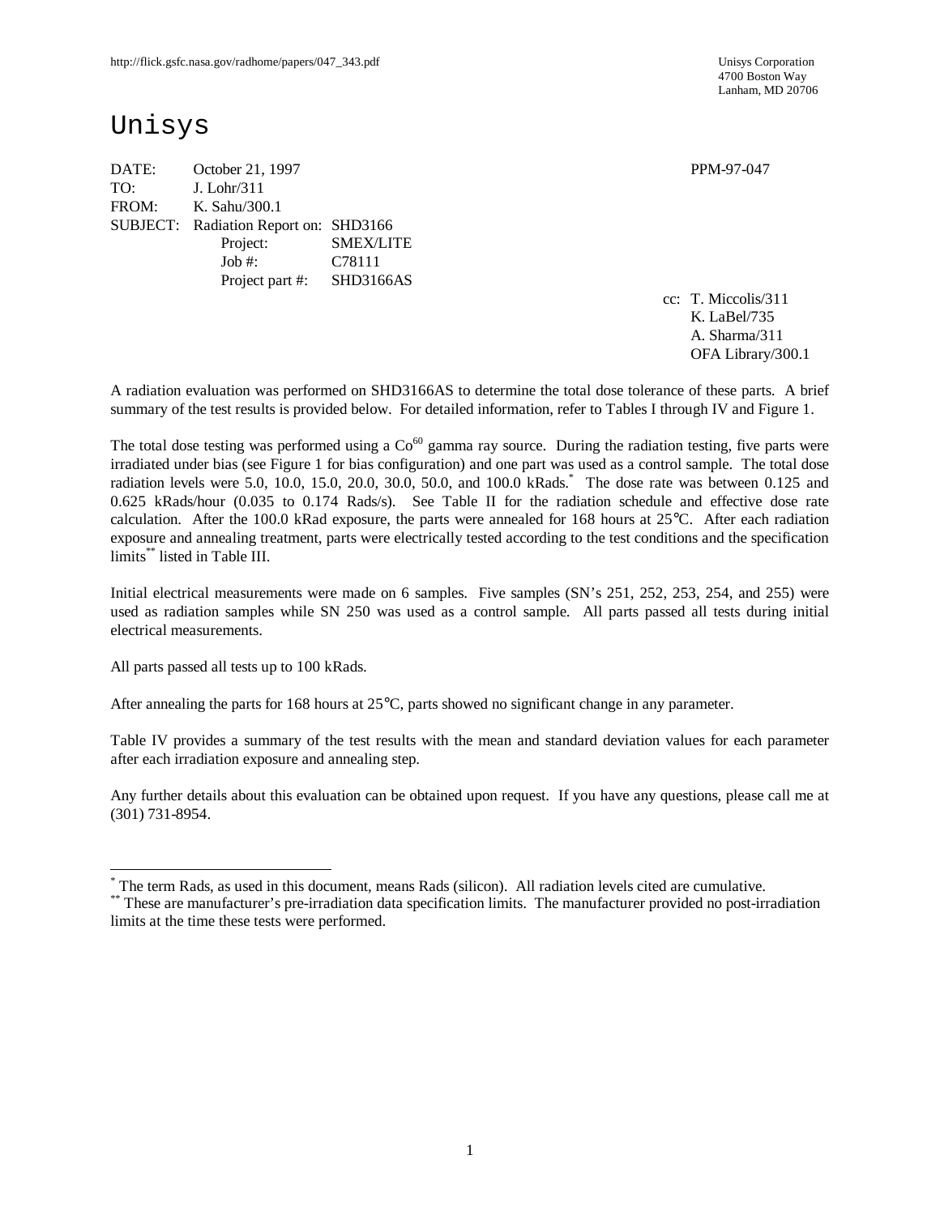http://flick.gsfc.nasa.gov/radhome/papers/047_343.pdf

Unisys Corporation
4700 Boston Way
Lanham, MD 20706

# Unisys

DATE: October 21, 1997 PPM-97-047

TO: J. Lohr/311

FROM: K. Sahu/300.1

SUBJECT: Radiation Report on: SHD3166
 Project: SMEX/LITE
 Job #: C78111
 Project part #: SHD3166AS

cc: T. Miccolis/311
 K. LaBel/735
 A. Sharma/311
 OFA Library/300.1

A radiation evaluation was performed on SHD3166AS to determine the total dose tolerance of these parts. A brief summary of the test results is provided below. For detailed information, refer to Tables I through IV and Figure 1.

The total dose testing was performed using a $Co^{60}$ gamma ray source. During the radiation testing, five parts were irradiated under bias (see Figure 1 for bias configuration) and one part was used as a control sample. The total dose radiation levels were 5.0, 10.0, 15.0, 20.0, 30.0, 50.0, and 100.0 kRads.* The dose rate was between 0.125 and 0.625 kRads/hour (0.035 to 0.174 Rads/s). See Table II for the radiation schedule and effective dose rate calculation. After the 100.0 kRad exposure, the parts were annealed for 168 hours at 25°C. After each radiation exposure and annealing treatment, parts were electrically tested according to the test conditions and the specification limits** listed in Table III.

Initial electrical measurements were made on 6 samples. Five samples (SN's 251, 252, 253, 254, and 255) were used as radiation samples while SN 250 was used as a control sample. All parts passed all tests during initial electrical measurements.

All parts passed all tests up to 100 kRads.

After annealing the parts for 168 hours at 25°C, parts showed no significant change in any parameter.

Table IV provides a summary of the test results with the mean and standard deviation values for each parameter after each irradiation exposure and annealing step.

Any further details about this evaluation can be obtained upon request. If you have any questions, please call me at (301) 731-8954.

---

* The term Rads, as used in this document, means Rads (silicon). All radiation levels cited are cumulative.

** These are manufacturer's pre-irradiation data specification limits. The manufacturer provided no post-irradiation limits at the time these tests were performed.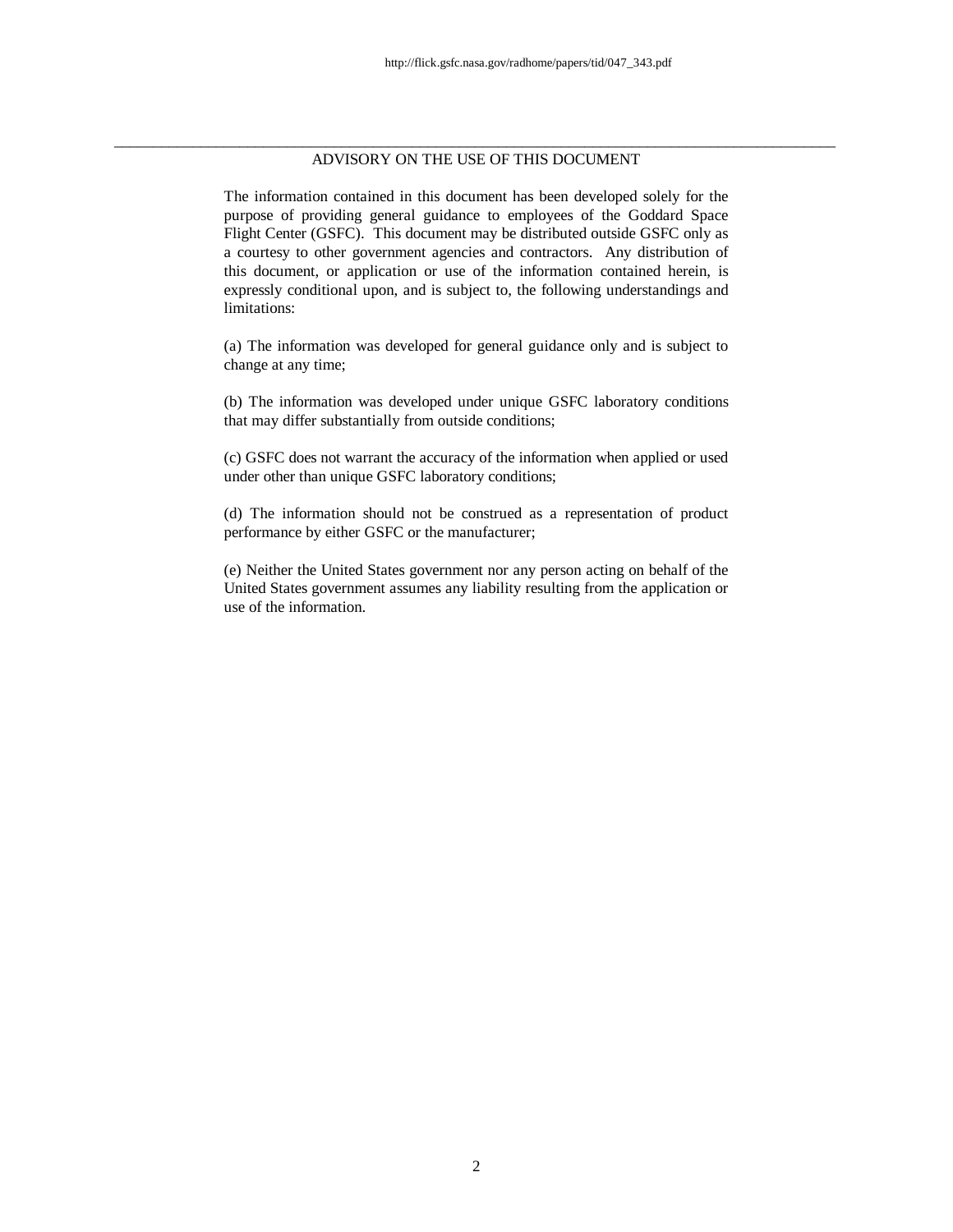## ADVISORY ON THE USE OF THIS DOCUMENT

The information contained in this document has been developed solely for the purpose of providing general guidance to employees of the Goddard Space Flight Center (GSFC). This document may be distributed outside GSFC only as a courtesy to other government agencies and contractors. Any distribution of this document, or application or use of the information contained herein, is expressly conditional upon, and is subject to, the following understandings and limitations:

(a) The information was developed for general guidance only and is subject to change at any time;

(b) The information was developed under unique GSFC laboratory conditions that may differ substantially from outside conditions;

(c) GSFC does not warrant the accuracy of the information when applied or used under other than unique GSFC laboratory conditions;

(d) The information should not be construed as a representation of product performance by either GSFC or the manufacturer;

(e) Neither the United States government nor any person acting on behalf of the United States government assumes any liability resulting from the application or use of the information.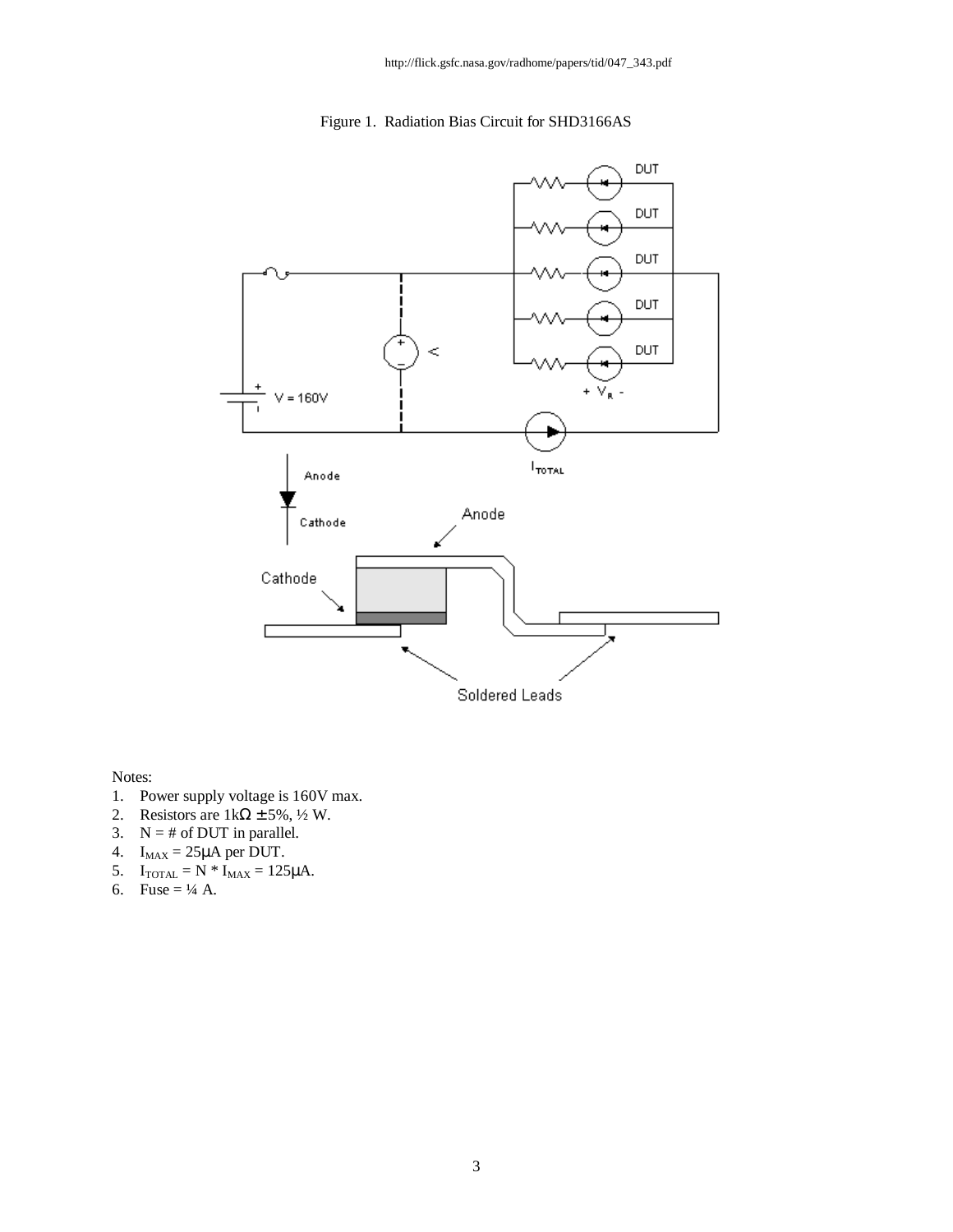http://flick.gsfc.nasa.gov/radhome/papers/tid/047_343.pdf

Figure 1. Radiation Bias Circuit for SHD3166AS

Notes:

1. Power supply voltage is 160V max.
2. Resistors are 1kΩ ± 5%, ½ W.
3. N = # of DUT in parallel.
4. $I_{MAX}$ = 25μA per DUT.
5. $I_{TOTAL}$ = N * $I_{MAX}$ = 125μA.
6. Fuse = ¼ A.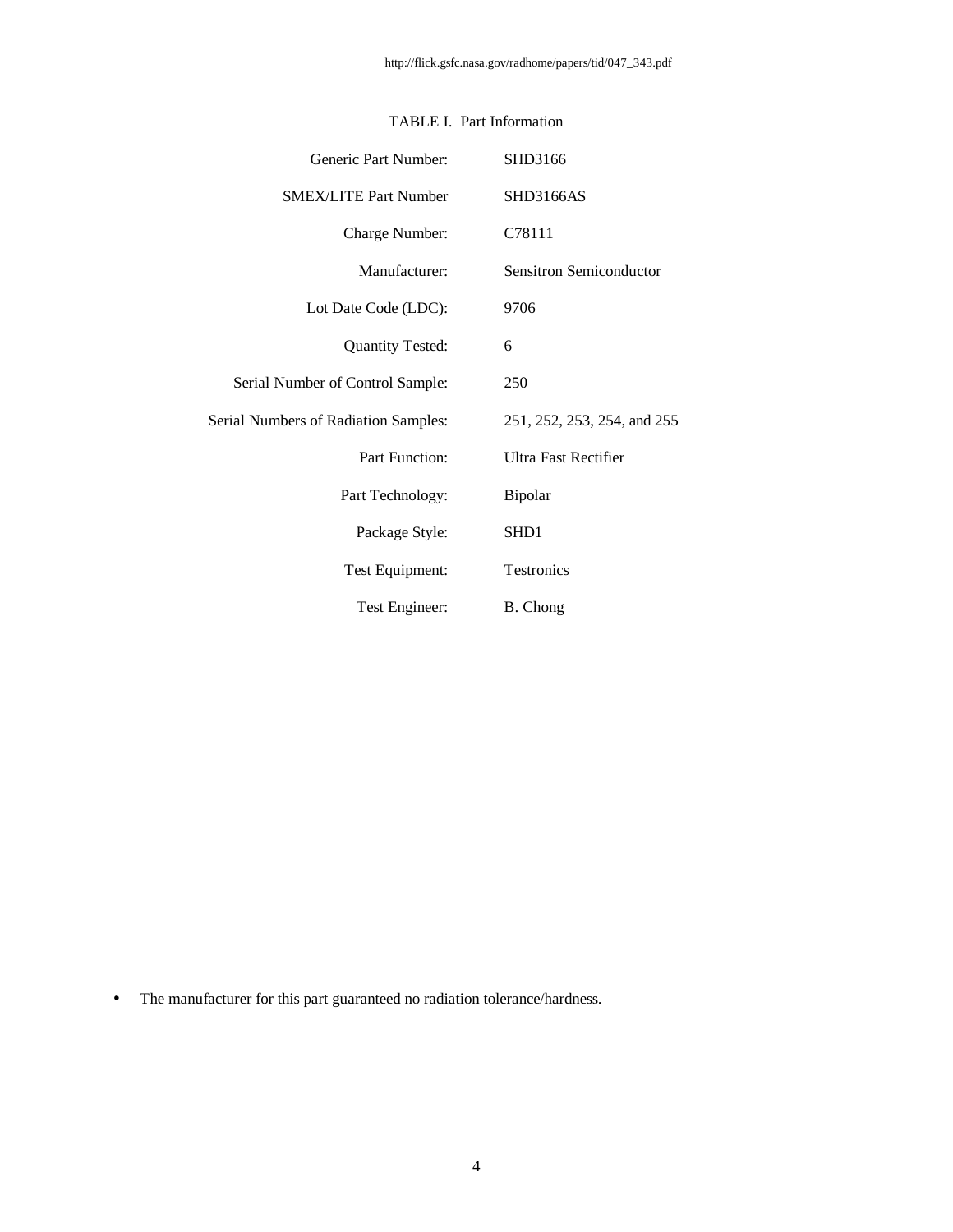http://flick.gsfc.nasa.gov/radhome/papers/tid/047_343.pdf

TABLE I. Part Information

| | |
|---|---|
| Generic Part Number: | SHD3166 |
| SMEX/LITE Part Number | SHD3166AS |
| Charge Number: | C78111 |
| Manufacturer: | Sensitron Semiconductor |
| Lot Date Code (LDC): | 9706 |
| Quantity Tested: | 6 |
| Serial Number of Control Sample: | 250 |
| Serial Numbers of Radiation Samples: | 251, 252, 253, 254, and 255 |
| Part Function: | Ultra Fast Rectifier |
| Part Technology: | Bipolar |
| Package Style: | SHD1 |
| Test Equipment: | Testronics |
| Test Engineer: | B. Chong |

- The manufacturer for this part guaranteed no radiation tolerance/hardness.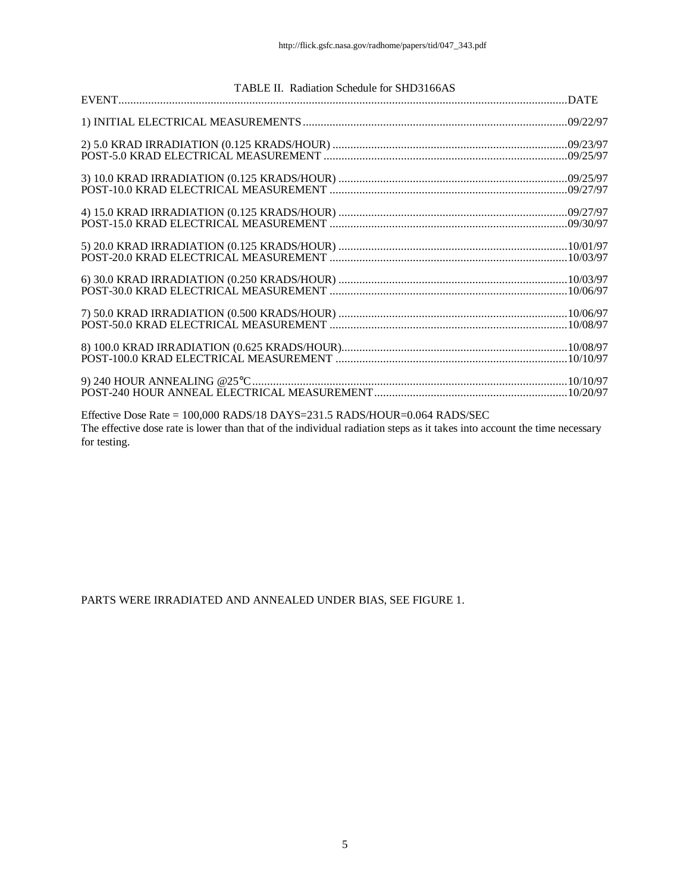TABLE II. Radiation Schedule for SHD3166AS

| EVENT | DATE |
|---|---|
| 1) INITIAL ELECTRICAL MEASUREMENTS | 09/22/97 |
| 2) 5.0 KRAD IRRADIATION (0.125 KRADS/HOUR) | 09/23/97 |
| POST-5.0 KRAD ELECTRICAL MEASUREMENT | 09/25/97 |
| 3) 10.0 KRAD IRRADIATION (0.125 KRADS/HOUR) | 09/25/97 |
| POST-10.0 KRAD ELECTRICAL MEASUREMENT | 09/27/97 |
| 4) 15.0 KRAD IRRADIATION (0.125 KRADS/HOUR) | 09/27/97 |
| POST-15.0 KRAD ELECTRICAL MEASUREMENT | 09/30/97 |
| 5) 20.0 KRAD IRRADIATION (0.125 KRADS/HOUR) | 10/01/97 |
| POST-20.0 KRAD ELECTRICAL MEASUREMENT | 10/03/97 |
| 6) 30.0 KRAD IRRADIATION (0.250 KRADS/HOUR) | 10/03/97 |
| POST-30.0 KRAD ELECTRICAL MEASUREMENT | 10/06/97 |
| 7) 50.0 KRAD IRRADIATION (0.500 KRADS/HOUR) | 10/06/97 |
| POST-50.0 KRAD ELECTRICAL MEASUREMENT | 10/08/97 |
| 8) 100.0 KRAD IRRADIATION (0.625 KRADS/HOUR) | 10/08/97 |
| POST-100.0 KRAD ELECTRICAL MEASUREMENT | 10/10/97 |
| 9) 240 HOUR ANNEALING @25°C | 10/10/97 |
| POST-240 HOUR ANNEAL ELECTRICAL MEASUREMENT | 10/20/97 |

Effective Dose Rate = 100,000 RADS/18 DAYS=231.5 RADS/HOUR=0.064 RADS/SEC

The effective dose rate is lower than that of the individual radiation steps as it takes into account the time necessary for testing.

PARTS WERE IRRADIATED AND ANNEALED UNDER BIAS, SEE FIGURE 1.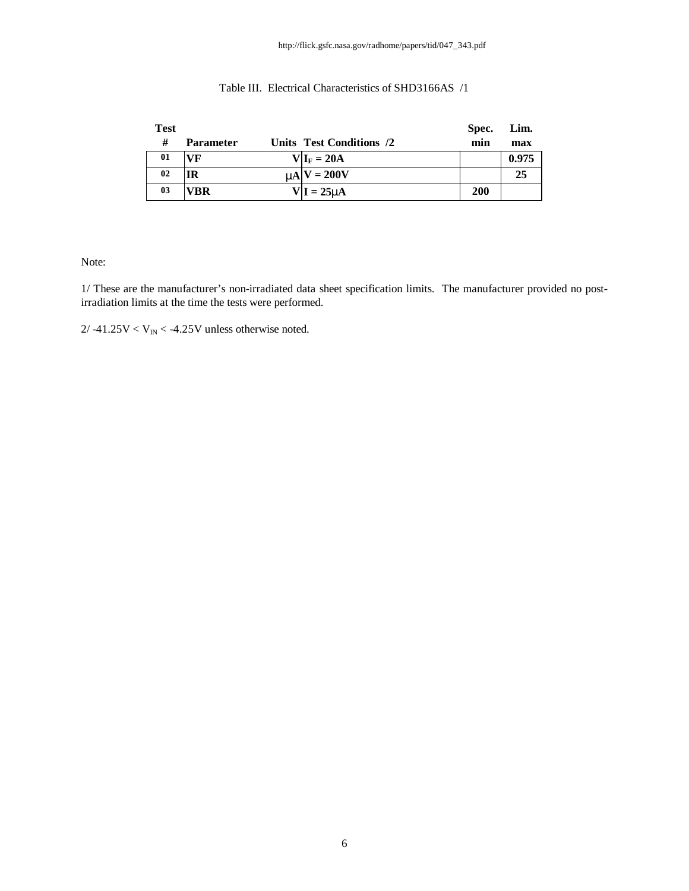Table III. Electrical Characteristics of SHD3166AS /1

| Test # | Parameter | Units | Test Conditions /2 | Spec. min | Lim. max |
|---|---|---|---|---|---|
| 01 | VF | V | $I_F$ = 20A | | 0.975 |
| 02 | IR | μA | V = 200V | | 25 |
| 03 | VBR | V | I = 25μA | 200 | |

Note:

1/ These are the manufacturer's non-irradiated data sheet specification limits. The manufacturer provided no post-irradiation limits at the time the tests were performed.

2/ -41.25V < $V_{IN}$ < -4.25V unless otherwise noted.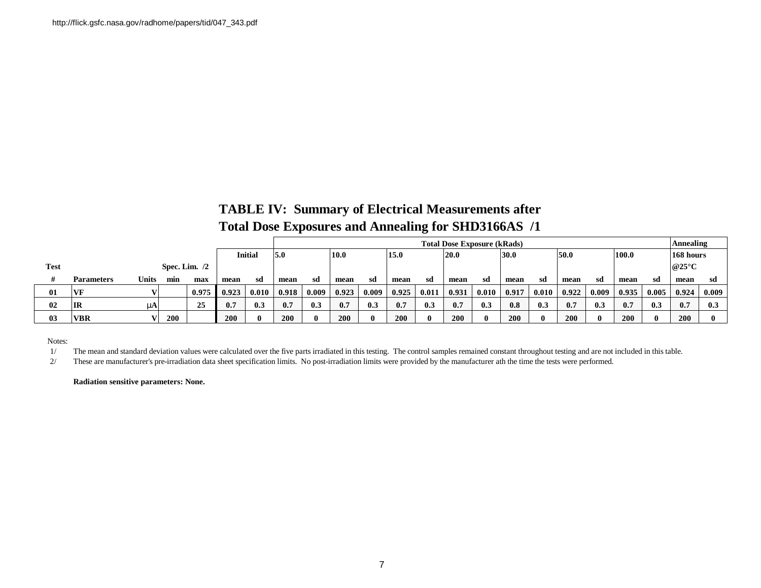http://flick.gsfc.nasa.gov/radhome/papers/tid/047_343.pdf

## TABLE IV: Summary of Electrical Measurements after Total Dose Exposures and Annealing for SHD3166AS /1

| | | | | | | | Total Dose Exposure (kRads) | | | | | | | | | | | | | | | | Annealing | |
|---|---|---|---|---|---|---|---|---|---|---|---|---|---|---|---|---|---|---|---|---|---|---|---|---|
| | | | | | Initial | | 5.0 | | 10.0 | | 15.0 | | 20.0 | | 30.0 | | 50.0 | | 100.0 | | | | 168 hours @25°C | |
| Test # | Parameters | Units | Spec. Lim. /2 min | max | mean | sd | mean | sd | mean | sd | mean | sd | mean | sd | mean | sd | mean | sd | mean | sd | | | mean | sd |
| 01 | VF | V | | 0.975 | 0.923 | 0.010 | 0.918 | 0.009 | 0.923 | 0.009 | 0.925 | 0.011 | 0.931 | 0.010 | 0.917 | 0.010 | 0.922 | 0.009 | 0.935 | 0.005 | | | 0.924 | 0.009 |
| 02 | IR | μA | | 25 | 0.7 | 0.3 | 0.7 | 0.3 | 0.7 | 0.3 | 0.7 | 0.3 | 0.7 | 0.3 | 0.8 | 0.3 | 0.7 | 0.3 | 0.7 | 0.3 | | | 0.7 | 0.3 |
| 03 | VBR | V | 200 | | 200 | 0 | 200 | 0 | 200 | 0 | 200 | 0 | 200 | 0 | 200 | 0 | 200 | 0 | 200 | 0 | | | 200 | 0 |

Notes:

1/ The mean and standard deviation values were calculated over the five parts irradiated in this testing. The control samples remained constant throughout testing and are not included in this table.

2/ These are manufacturer's pre-irradiation data sheet specification limits. No post-irradiation limits were provided by the manufacturer ath the time the tests were performed.

**Radiation sensitive parameters: None.**